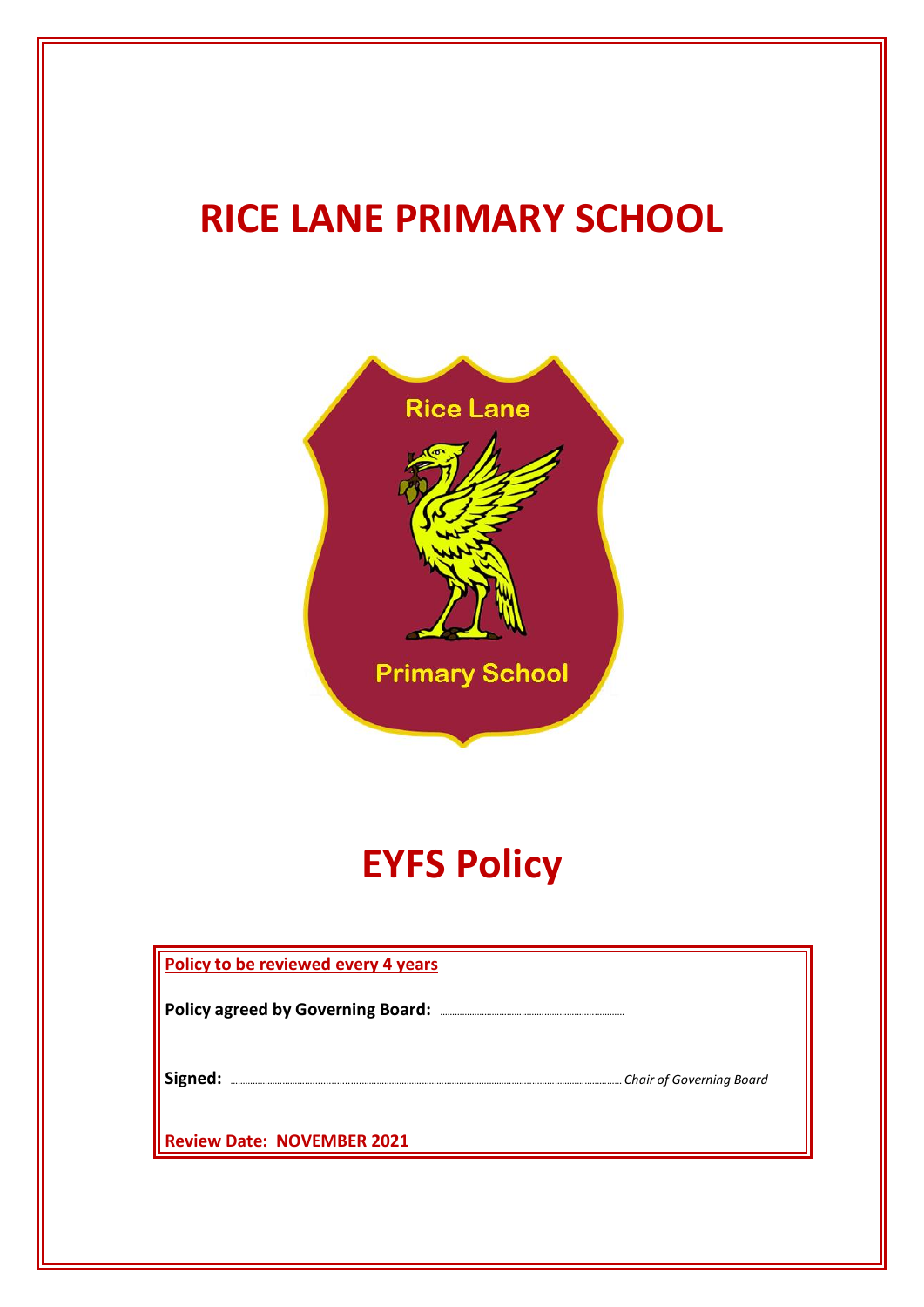# RICE LANE PRIMARY SCHOOL

# EYFS Policy

**Policy to be reviewed every 4 years**

**Policy agreed by Governing Board:** ..............................

**Signed:** .............................................................. *Chair of Governing Board*

**Review Date: NOVEMBER 2021**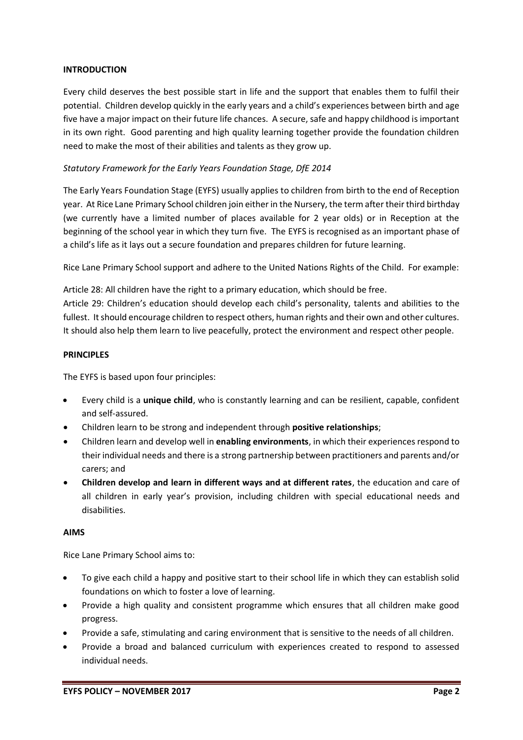## INTRODUCTION

Every child deserves the best possible start in life and the support that enables them to fulfil their potential. Children develop quickly in the early years and a child's experiences between birth and age five have a major impact on their future life chances. A secure, safe and happy childhood is important in its own right. Good parenting and high quality learning together provide the foundation children need to make the most of their abilities and talents as they grow up.

*Statutory Framework for the Early Years Foundation Stage, DfE 2014*

The Early Years Foundation Stage (EYFS) usually applies to children from birth to the end of Reception year. At Rice Lane Primary School children join either in the Nursery, the term after their third birthday (we currently have a limited number of places available for 2 year olds) or in Reception at the beginning of the school year in which they turn five. The EYFS is recognised as an important phase of a child's life as it lays out a secure foundation and prepares children for future learning.

Rice Lane Primary School support and adhere to the United Nations Rights of the Child. For example:

Article 28: All children have the right to a primary education, which should be free.
Article 29: Children's education should develop each child's personality, talents and abilities to the fullest. It should encourage children to respect others, human rights and their own and other cultures. It should also help them learn to live peacefully, protect the environment and respect other people.

## PRINCIPLES

The EYFS is based upon four principles:

- Every child is a **unique child**, who is constantly learning and can be resilient, capable, confident and self-assured.
- Children learn to be strong and independent through **positive relationships**;
- Children learn and develop well in **enabling environments**, in which their experiences respond to their individual needs and there is a strong partnership between practitioners and parents and/or carers; and
- **Children develop and learn in different ways and at different rates**, the education and care of all children in early year's provision, including children with special educational needs and disabilities.

## AIMS

Rice Lane Primary School aims to:

- To give each child a happy and positive start to their school life in which they can establish solid foundations on which to foster a love of learning.
- Provide a high quality and consistent programme which ensures that all children make good progress.
- Provide a safe, stimulating and caring environment that is sensitive to the needs of all children.
- Provide a broad and balanced curriculum with experiences created to respond to assessed individual needs.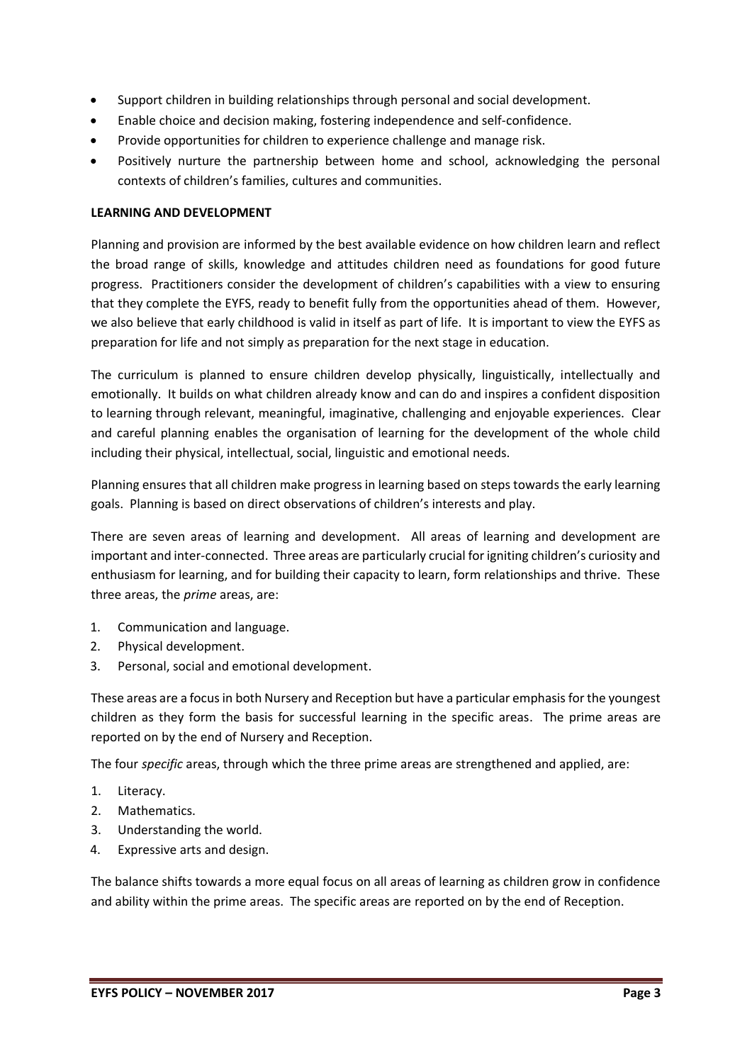- Support children in building relationships through personal and social development.
- Enable choice and decision making, fostering independence and self-confidence.
- Provide opportunities for children to experience challenge and manage risk.
- Positively nurture the partnership between home and school, acknowledging the personal contexts of children's families, cultures and communities.

**LEARNING AND DEVELOPMENT**

Planning and provision are informed by the best available evidence on how children learn and reflect the broad range of skills, knowledge and attitudes children need as foundations for good future progress. Practitioners consider the development of children's capabilities with a view to ensuring that they complete the EYFS, ready to benefit fully from the opportunities ahead of them. However, we also believe that early childhood is valid in itself as part of life. It is important to view the EYFS as preparation for life and not simply as preparation for the next stage in education.

The curriculum is planned to ensure children develop physically, linguistically, intellectually and emotionally. It builds on what children already know and can do and inspires a confident disposition to learning through relevant, meaningful, imaginative, challenging and enjoyable experiences. Clear and careful planning enables the organisation of learning for the development of the whole child including their physical, intellectual, social, linguistic and emotional needs.

Planning ensures that all children make progress in learning based on steps towards the early learning goals. Planning is based on direct observations of children's interests and play.

There are seven areas of learning and development. All areas of learning and development are important and inter-connected. Three areas are particularly crucial for igniting children's curiosity and enthusiasm for learning, and for building their capacity to learn, form relationships and thrive. These three areas, the *prime* areas, are:

1. Communication and language.
2. Physical development.
3. Personal, social and emotional development.

These areas are a focus in both Nursery and Reception but have a particular emphasis for the youngest children as they form the basis for successful learning in the specific areas. The prime areas are reported on by the end of Nursery and Reception.

The four *specific* areas, through which the three prime areas are strengthened and applied, are:

1. Literacy.
2. Mathematics.
3. Understanding the world.
4. Expressive arts and design.

The balance shifts towards a more equal focus on all areas of learning as children grow in confidence and ability within the prime areas. The specific areas are reported on by the end of Reception.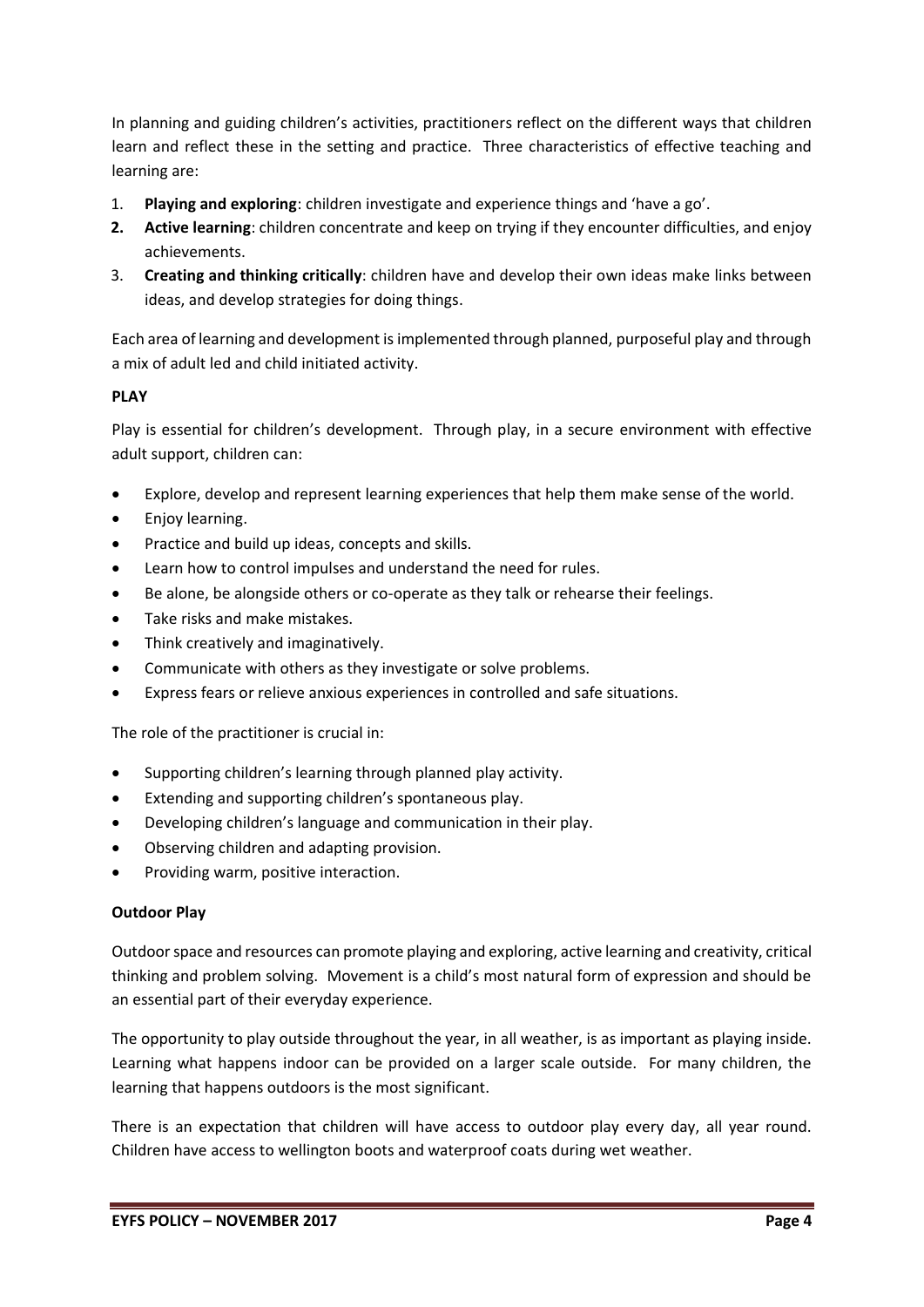In planning and guiding children's activities, practitioners reflect on the different ways that children learn and reflect these in the setting and practice. Three characteristics of effective teaching and learning are:

1. **Playing and exploring**: children investigate and experience things and 'have a go'.
2. **Active learning**: children concentrate and keep on trying if they encounter difficulties, and enjoy achievements.
3. **Creating and thinking critically**: children have and develop their own ideas make links between ideas, and develop strategies for doing things.

Each area of learning and development is implemented through planned, purposeful play and through a mix of adult led and child initiated activity.

**PLAY**

Play is essential for children's development. Through play, in a secure environment with effective adult support, children can:

- Explore, develop and represent learning experiences that help them make sense of the world.
- Enjoy learning.
- Practice and build up ideas, concepts and skills.
- Learn how to control impulses and understand the need for rules.
- Be alone, be alongside others or co-operate as they talk or rehearse their feelings.
- Take risks and make mistakes.
- Think creatively and imaginatively.
- Communicate with others as they investigate or solve problems.
- Express fears or relieve anxious experiences in controlled and safe situations.

The role of the practitioner is crucial in:

- Supporting children's learning through planned play activity.
- Extending and supporting children's spontaneous play.
- Developing children's language and communication in their play.
- Observing children and adapting provision.
- Providing warm, positive interaction.

**Outdoor Play**

Outdoor space and resources can promote playing and exploring, active learning and creativity, critical thinking and problem solving. Movement is a child's most natural form of expression and should be an essential part of their everyday experience.

The opportunity to play outside throughout the year, in all weather, is as important as playing inside. Learning what happens indoor can be provided on a larger scale outside. For many children, the learning that happens outdoors is the most significant.

There is an expectation that children will have access to outdoor play every day, all year round. Children have access to wellington boots and waterproof coats during wet weather.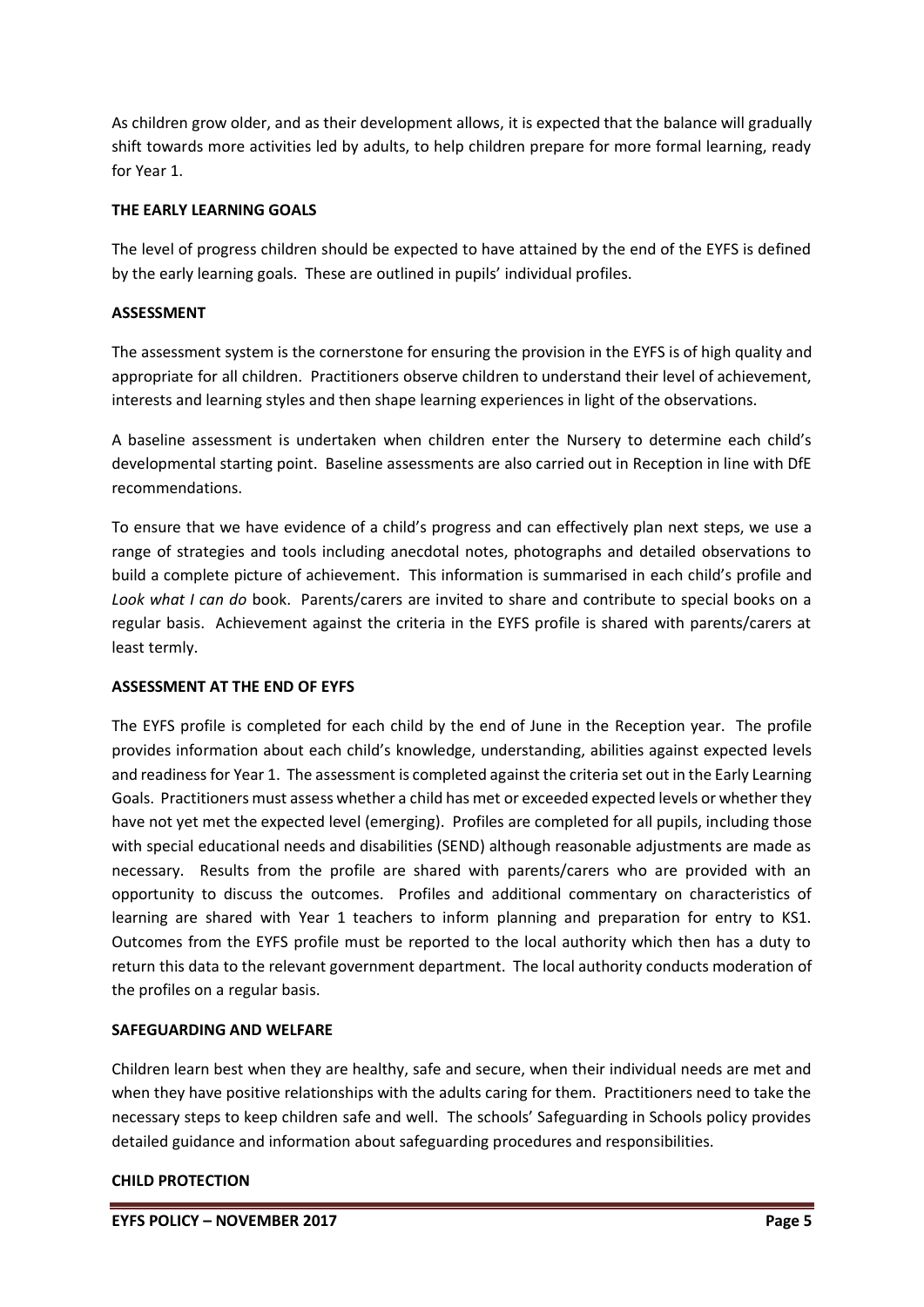As children grow older, and as their development allows, it is expected that the balance will gradually shift towards more activities led by adults, to help children prepare for more formal learning, ready for Year 1.

**THE EARLY LEARNING GOALS**

The level of progress children should be expected to have attained by the end of the EYFS is defined by the early learning goals. These are outlined in pupils' individual profiles.

**ASSESSMENT**

The assessment system is the cornerstone for ensuring the provision in the EYFS is of high quality and appropriate for all children. Practitioners observe children to understand their level of achievement, interests and learning styles and then shape learning experiences in light of the observations.

A baseline assessment is undertaken when children enter the Nursery to determine each child's developmental starting point. Baseline assessments are also carried out in Reception in line with DfE recommendations.

To ensure that we have evidence of a child's progress and can effectively plan next steps, we use a range of strategies and tools including anecdotal notes, photographs and detailed observations to build a complete picture of achievement. This information is summarised in each child's profile and *Look what I can do* book. Parents/carers are invited to share and contribute to special books on a regular basis. Achievement against the criteria in the EYFS profile is shared with parents/carers at least termly.

**ASSESSMENT AT THE END OF EYFS**

The EYFS profile is completed for each child by the end of June in the Reception year. The profile provides information about each child's knowledge, understanding, abilities against expected levels and readiness for Year 1. The assessment is completed against the criteria set out in the Early Learning Goals. Practitioners must assess whether a child has met or exceeded expected levels or whether they have not yet met the expected level (emerging). Profiles are completed for all pupils, including those with special educational needs and disabilities (SEND) although reasonable adjustments are made as necessary. Results from the profile are shared with parents/carers who are provided with an opportunity to discuss the outcomes. Profiles and additional commentary on characteristics of learning are shared with Year 1 teachers to inform planning and preparation for entry to KS1. Outcomes from the EYFS profile must be reported to the local authority which then has a duty to return this data to the relevant government department. The local authority conducts moderation of the profiles on a regular basis.

**SAFEGUARDING AND WELFARE**

Children learn best when they are healthy, safe and secure, when their individual needs are met and when they have positive relationships with the adults caring for them. Practitioners need to take the necessary steps to keep children safe and well. The schools' Safeguarding in Schools policy provides detailed guidance and information about safeguarding procedures and responsibilities.

**CHILD PROTECTION**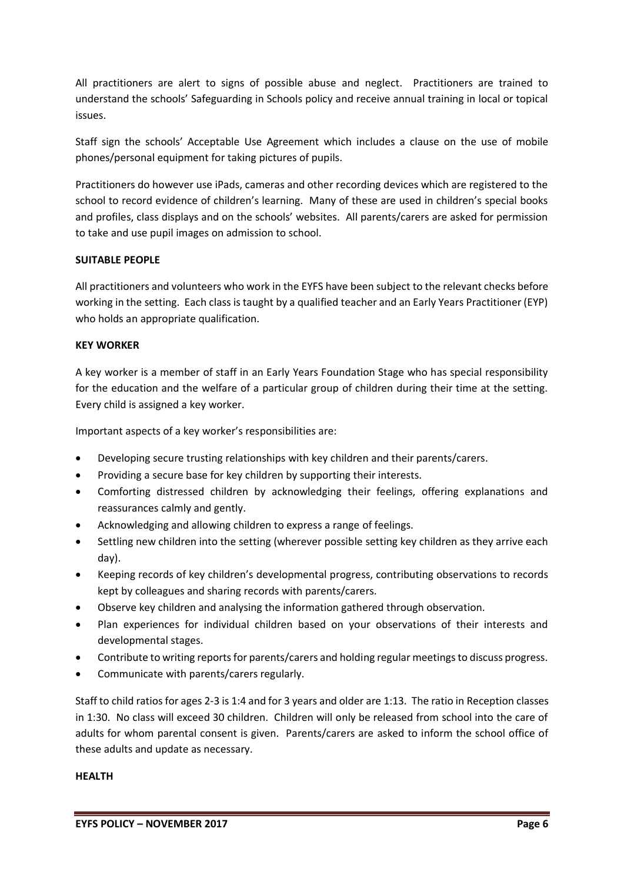All practitioners are alert to signs of possible abuse and neglect. Practitioners are trained to understand the schools' Safeguarding in Schools policy and receive annual training in local or topical issues.

Staff sign the schools' Acceptable Use Agreement which includes a clause on the use of mobile phones/personal equipment for taking pictures of pupils.

Practitioners do however use iPads, cameras and other recording devices which are registered to the school to record evidence of children's learning. Many of these are used in children's special books and profiles, class displays and on the schools' websites. All parents/carers are asked for permission to take and use pupil images on admission to school.

**SUITABLE PEOPLE**

All practitioners and volunteers who work in the EYFS have been subject to the relevant checks before working in the setting. Each class is taught by a qualified teacher and an Early Years Practitioner (EYP) who holds an appropriate qualification.

**KEY WORKER**

A key worker is a member of staff in an Early Years Foundation Stage who has special responsibility for the education and the welfare of a particular group of children during their time at the setting. Every child is assigned a key worker.

Important aspects of a key worker's responsibilities are:

- Developing secure trusting relationships with key children and their parents/carers.
- Providing a secure base for key children by supporting their interests.
- Comforting distressed children by acknowledging their feelings, offering explanations and reassurances calmly and gently.
- Acknowledging and allowing children to express a range of feelings.
- Settling new children into the setting (wherever possible setting key children as they arrive each day).
- Keeping records of key children's developmental progress, contributing observations to records kept by colleagues and sharing records with parents/carers.
- Observe key children and analysing the information gathered through observation.
- Plan experiences for individual children based on your observations of their interests and developmental stages.
- Contribute to writing reports for parents/carers and holding regular meetings to discuss progress.
- Communicate with parents/carers regularly.

Staff to child ratios for ages 2-3 is 1:4 and for 3 years and older are 1:13. The ratio in Reception classes in 1:30. No class will exceed 30 children. Children will only be released from school into the care of adults for whom parental consent is given. Parents/carers are asked to inform the school office of these adults and update as necessary.

**HEALTH**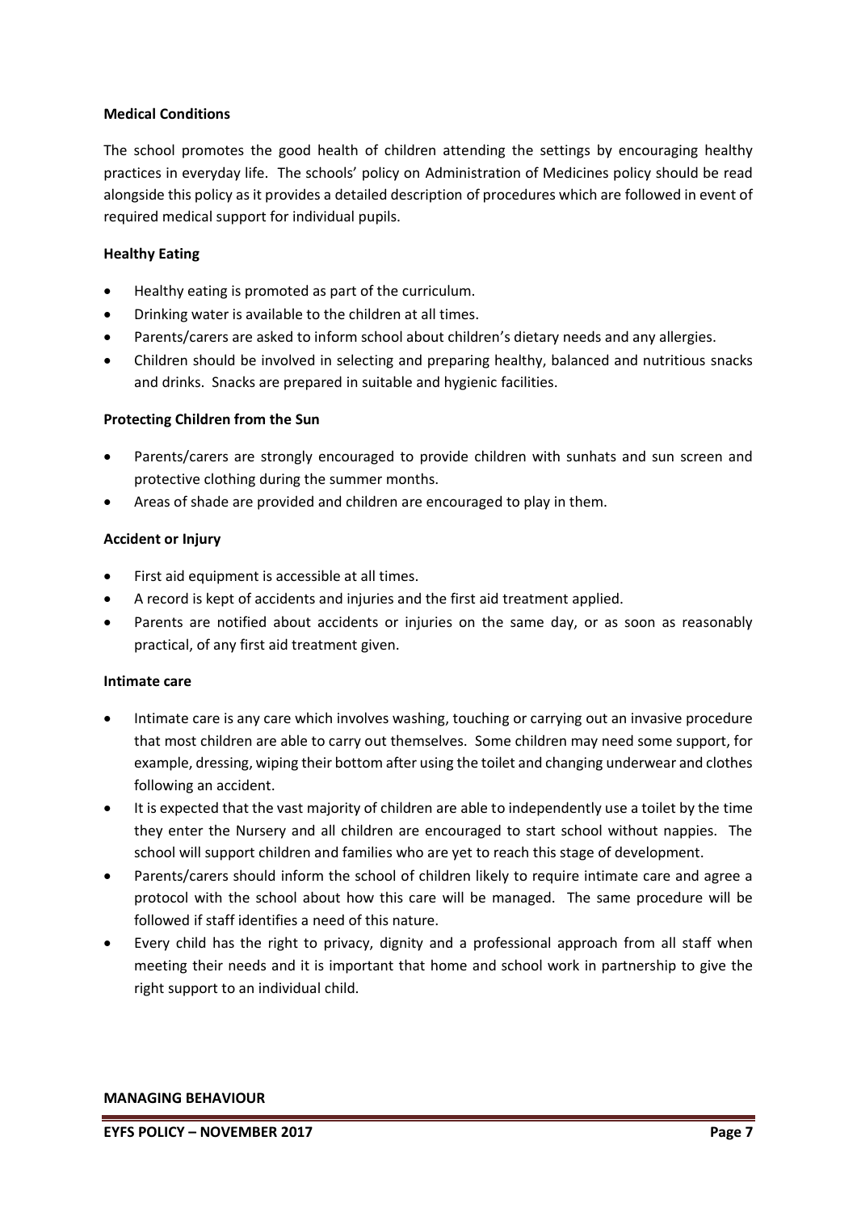**Medical Conditions**

The school promotes the good health of children attending the settings by encouraging healthy practices in everyday life. The schools' policy on Administration of Medicines policy should be read alongside this policy as it provides a detailed description of procedures which are followed in event of required medical support for individual pupils.

**Healthy Eating**

- Healthy eating is promoted as part of the curriculum.
- Drinking water is available to the children at all times.
- Parents/carers are asked to inform school about children's dietary needs and any allergies.
- Children should be involved in selecting and preparing healthy, balanced and nutritious snacks and drinks. Snacks are prepared in suitable and hygienic facilities.

**Protecting Children from the Sun**

- Parents/carers are strongly encouraged to provide children with sunhats and sun screen and protective clothing during the summer months.
- Areas of shade are provided and children are encouraged to play in them.

**Accident or Injury**

- First aid equipment is accessible at all times.
- A record is kept of accidents and injuries and the first aid treatment applied.
- Parents are notified about accidents or injuries on the same day, or as soon as reasonably practical, of any first aid treatment given.

**Intimate care**

- Intimate care is any care which involves washing, touching or carrying out an invasive procedure that most children are able to carry out themselves. Some children may need some support, for example, dressing, wiping their bottom after using the toilet and changing underwear and clothes following an accident.
- It is expected that the vast majority of children are able to independently use a toilet by the time they enter the Nursery and all children are encouraged to start school without nappies. The school will support children and families who are yet to reach this stage of development.
- Parents/carers should inform the school of children likely to require intimate care and agree a protocol with the school about how this care will be managed. The same procedure will be followed if staff identifies a need of this nature.
- Every child has the right to privacy, dignity and a professional approach from all staff when meeting their needs and it is important that home and school work in partnership to give the right support to an individual child.

**MANAGING BEHAVIOUR**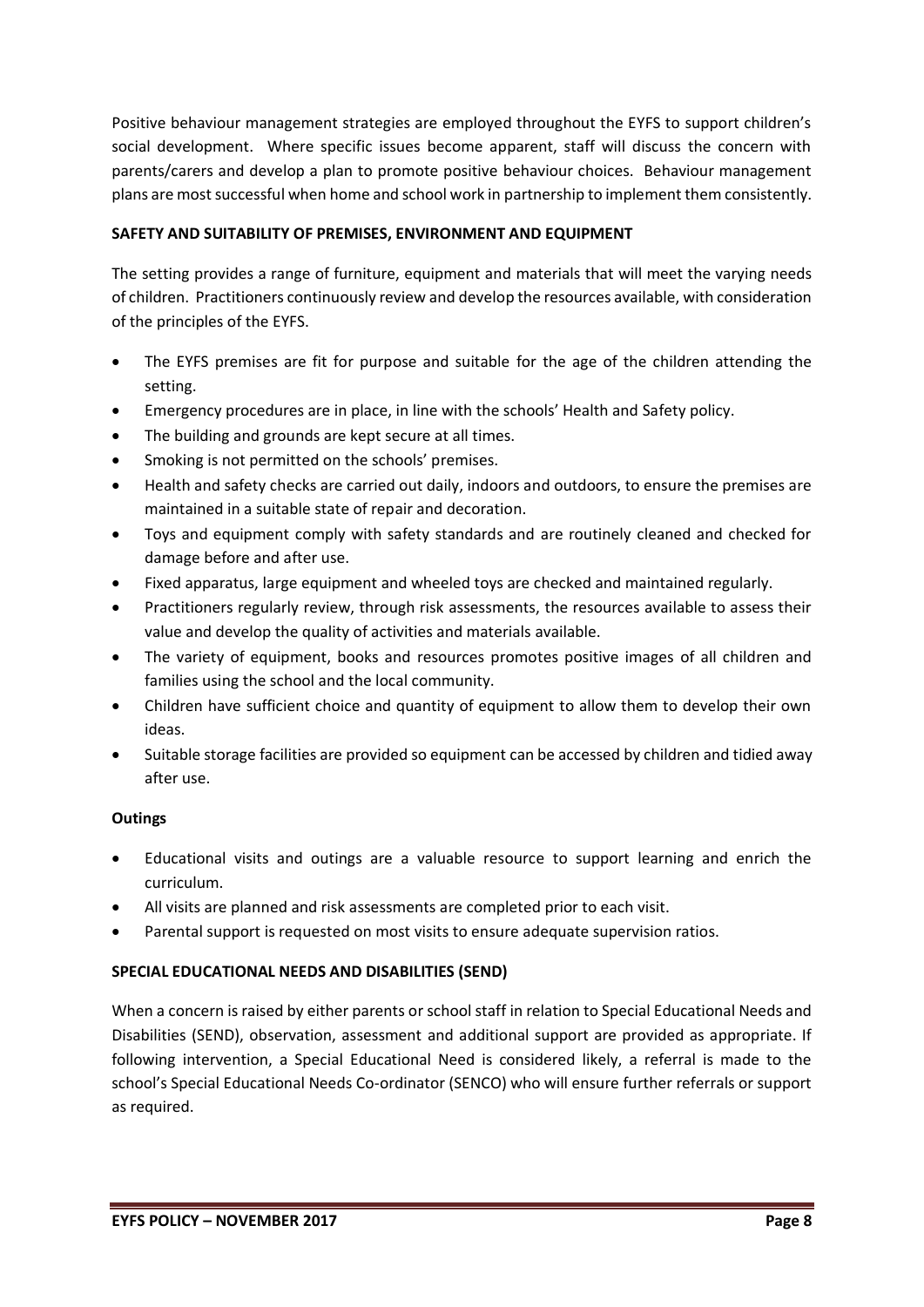Positive behaviour management strategies are employed throughout the EYFS to support children's social development. Where specific issues become apparent, staff will discuss the concern with parents/carers and develop a plan to promote positive behaviour choices. Behaviour management plans are most successful when home and school work in partnership to implement them consistently.

## SAFETY AND SUITABILITY OF PREMISES, ENVIRONMENT AND EQUIPMENT

The setting provides a range of furniture, equipment and materials that will meet the varying needs of children. Practitioners continuously review and develop the resources available, with consideration of the principles of the EYFS.

- The EYFS premises are fit for purpose and suitable for the age of the children attending the setting.
- Emergency procedures are in place, in line with the schools' Health and Safety policy.
- The building and grounds are kept secure at all times.
- Smoking is not permitted on the schools' premises.
- Health and safety checks are carried out daily, indoors and outdoors, to ensure the premises are maintained in a suitable state of repair and decoration.
- Toys and equipment comply with safety standards and are routinely cleaned and checked for damage before and after use.
- Fixed apparatus, large equipment and wheeled toys are checked and maintained regularly.
- Practitioners regularly review, through risk assessments, the resources available to assess their value and develop the quality of activities and materials available.
- The variety of equipment, books and resources promotes positive images of all children and families using the school and the local community.
- Children have sufficient choice and quantity of equipment to allow them to develop their own ideas.
- Suitable storage facilities are provided so equipment can be accessed by children and tidied away after use.

### Outings

- Educational visits and outings are a valuable resource to support learning and enrich the curriculum.
- All visits are planned and risk assessments are completed prior to each visit.
- Parental support is requested on most visits to ensure adequate supervision ratios.

## SPECIAL EDUCATIONAL NEEDS AND DISABILITIES (SEND)

When a concern is raised by either parents or school staff in relation to Special Educational Needs and Disabilities (SEND), observation, assessment and additional support are provided as appropriate. If following intervention, a Special Educational Need is considered likely, a referral is made to the school's Special Educational Needs Co-ordinator (SENCO) who will ensure further referrals or support as required.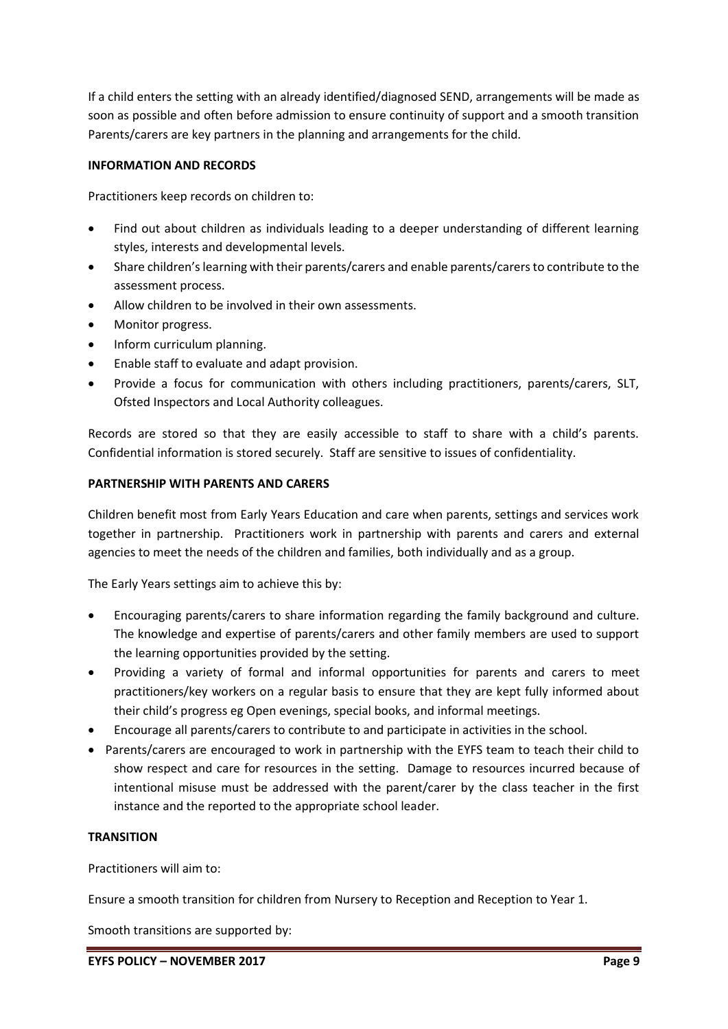If a child enters the setting with an already identified/diagnosed SEND, arrangements will be made as soon as possible and often before admission to ensure continuity of support and a smooth transition Parents/carers are key partners in the planning and arrangements for the child.

**INFORMATION AND RECORDS**

Practitioners keep records on children to:

- Find out about children as individuals leading to a deeper understanding of different learning styles, interests and developmental levels.
- Share children's learning with their parents/carers and enable parents/carers to contribute to the assessment process.
- Allow children to be involved in their own assessments.
- Monitor progress.
- Inform curriculum planning.
- Enable staff to evaluate and adapt provision.
- Provide a focus for communication with others including practitioners, parents/carers, SLT, Ofsted Inspectors and Local Authority colleagues.

Records are stored so that they are easily accessible to staff to share with a child's parents. Confidential information is stored securely. Staff are sensitive to issues of confidentiality.

**PARTNERSHIP WITH PARENTS AND CARERS**

Children benefit most from Early Years Education and care when parents, settings and services work together in partnership. Practitioners work in partnership with parents and carers and external agencies to meet the needs of the children and families, both individually and as a group.

The Early Years settings aim to achieve this by:

- Encouraging parents/carers to share information regarding the family background and culture. The knowledge and expertise of parents/carers and other family members are used to support the learning opportunities provided by the setting.
- Providing a variety of formal and informal opportunities for parents and carers to meet practitioners/key workers on a regular basis to ensure that they are kept fully informed about their child's progress eg Open evenings, special books, and informal meetings.
- Encourage all parents/carers to contribute to and participate in activities in the school.
- Parents/carers are encouraged to work in partnership with the EYFS team to teach their child to show respect and care for resources in the setting. Damage to resources incurred because of intentional misuse must be addressed with the parent/carer by the class teacher in the first instance and the reported to the appropriate school leader.

**TRANSITION**

Practitioners will aim to:

Ensure a smooth transition for children from Nursery to Reception and Reception to Year 1.

Smooth transitions are supported by: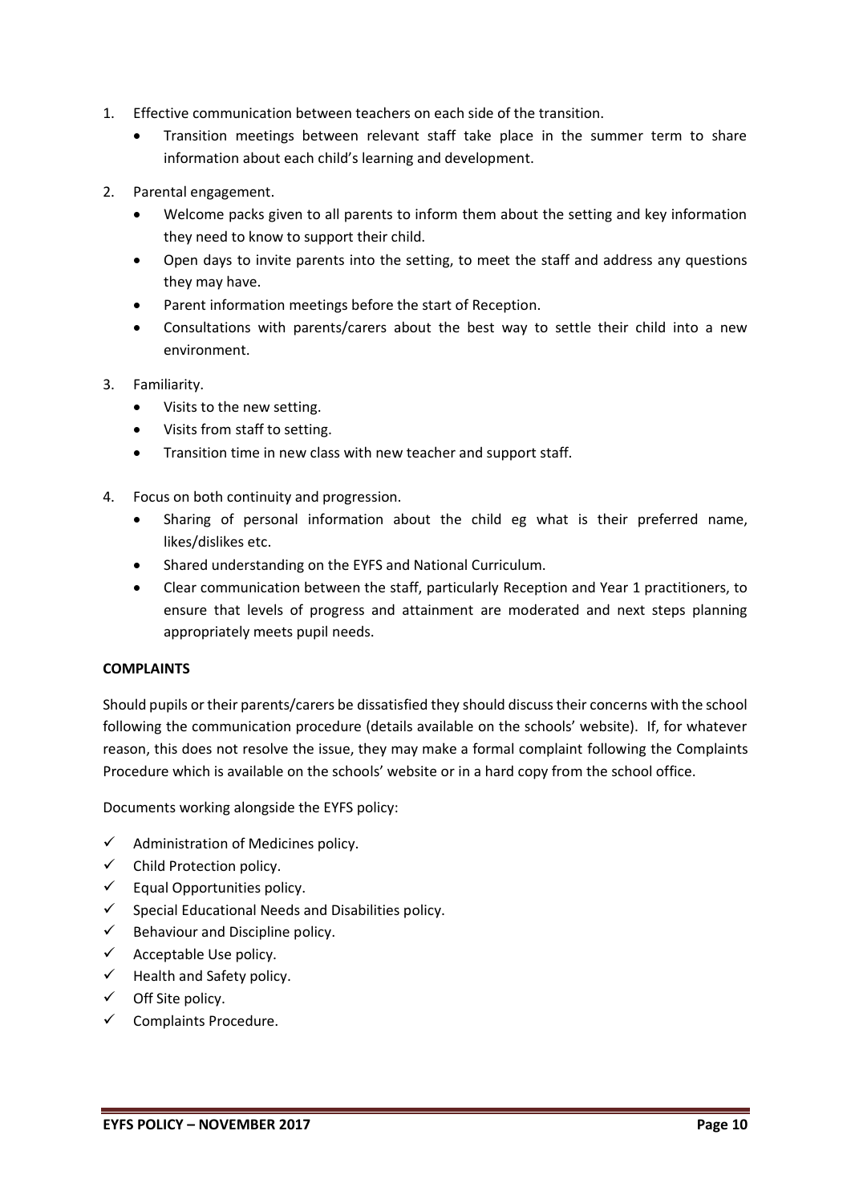1. Effective communication between teachers on each side of the transition.
    - Transition meetings between relevant staff take place in the summer term to share information about each child's learning and development.
2. Parental engagement.
    - Welcome packs given to all parents to inform them about the setting and key information they need to know to support their child.
    - Open days to invite parents into the setting, to meet the staff and address any questions they may have.
    - Parent information meetings before the start of Reception.
    - Consultations with parents/carers about the best way to settle their child into a new environment.
3. Familiarity.
    - Visits to the new setting.
    - Visits from staff to setting.
    - Transition time in new class with new teacher and support staff.
4. Focus on both continuity and progression.
    - Sharing of personal information about the child eg what is their preferred name, likes/dislikes etc.
    - Shared understanding on the EYFS and National Curriculum.
    - Clear communication between the staff, particularly Reception and Year 1 practitioners, to ensure that levels of progress and attainment are moderated and next steps planning appropriately meets pupil needs.

**COMPLAINTS**

Should pupils or their parents/carers be dissatisfied they should discuss their concerns with the school following the communication procedure (details available on the schools' website). If, for whatever reason, this does not resolve the issue, they may make a formal complaint following the Complaints Procedure which is available on the schools' website or in a hard copy from the school office.

Documents working alongside the EYFS policy:

- ✓ Administration of Medicines policy.
- ✓ Child Protection policy.
- ✓ Equal Opportunities policy.
- ✓ Special Educational Needs and Disabilities policy.
- ✓ Behaviour and Discipline policy.
- ✓ Acceptable Use policy.
- ✓ Health and Safety policy.
- ✓ Off Site policy.
- ✓ Complaints Procedure.